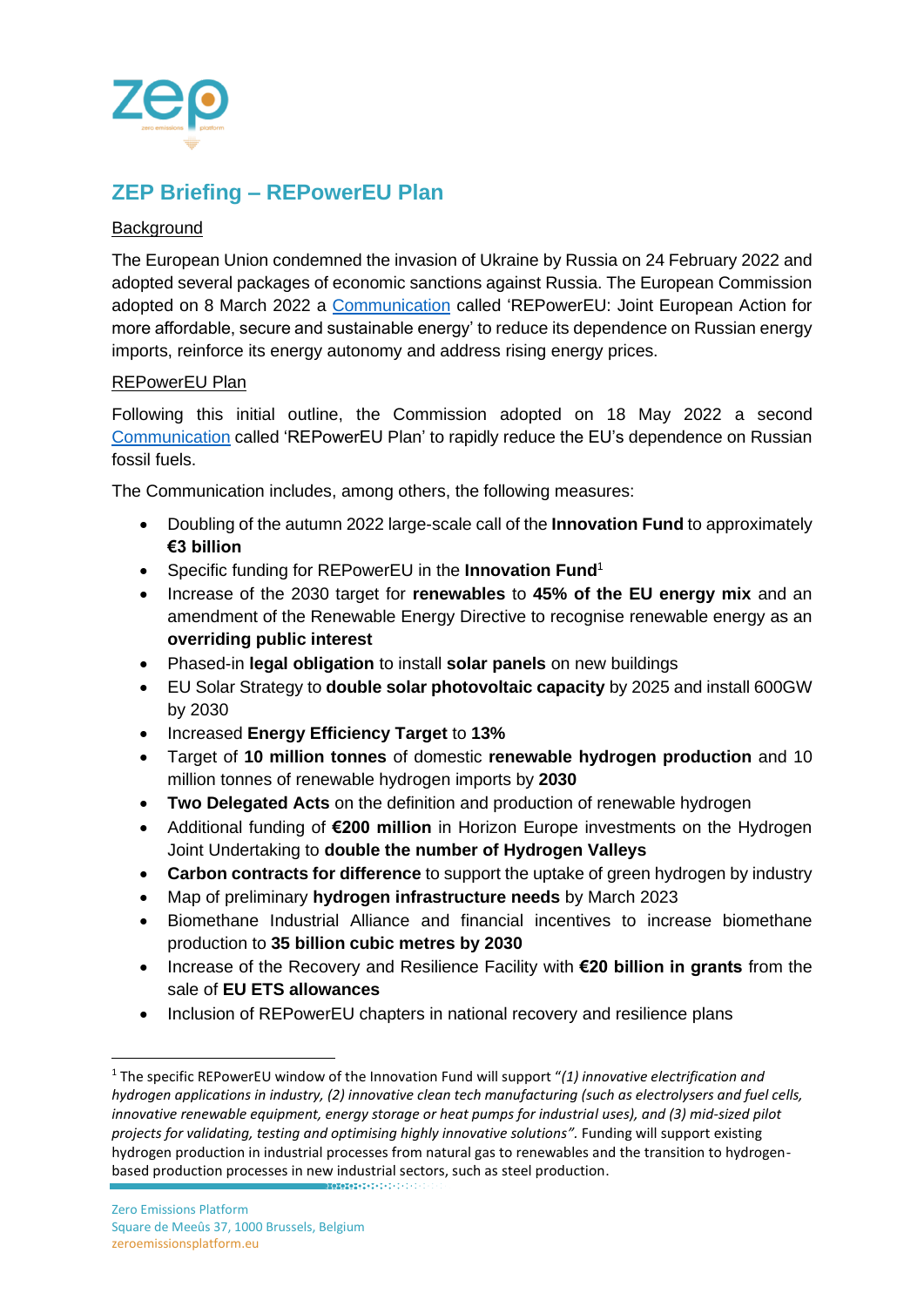# ZEP Briefing – REPowerEU Plan

## Background

The European Union condemned the invasion of Ukraine by Russia on 24 February 2022 and adopted several packages of economic sanctions against Russia. The European Commission adopted on 8 March 2022 a Communication called 'REPowerEU: Joint European Action for more affordable, secure and sustainable energy' to reduce its dependence on Russian energy imports, reinforce its energy autonomy and address rising energy prices.

## REPowerEU Plan

Following this initial outline, the Commission adopted on 18 May 2022 a second Communication called 'REPowerEU Plan' to rapidly reduce the EU's dependence on Russian fossil fuels.

The Communication includes, among others, the following measures:

- Doubling of the autumn 2022 large-scale call of the **Innovation Fund** to approximately **€3 billion**
- Specific funding for REPowerEU in the **Innovation Fund**[1]
- Increase of the 2030 target for **renewables** to **45% of the EU energy mix** and an amendment of the Renewable Energy Directive to recognise renewable energy as an **overriding public interest**
- Phased-in **legal obligation** to install **solar panels** on new buildings
- EU Solar Strategy to **double solar photovoltaic capacity** by 2025 and install 600GW by 2030
- Increased **Energy Efficiency Target** to **13%**
- Target of **10 million tonnes** of domestic **renewable hydrogen production** and 10 million tonnes of renewable hydrogen imports by **2030**
- **Two Delegated Acts** on the definition and production of renewable hydrogen
- Additional funding of **€200 million** in Horizon Europe investments on the Hydrogen Joint Undertaking to **double the number of Hydrogen Valleys**
- **Carbon contracts for difference** to support the uptake of green hydrogen by industry
- Map of preliminary **hydrogen infrastructure needs** by March 2023
- Biomethane Industrial Alliance and financial incentives to increase biomethane production to **35 billion cubic metres by 2030**
- Increase of the Recovery and Resilience Facility with **€20 billion in grants** from the sale of **EU ETS allowances**
- Inclusion of REPowerEU chapters in national recovery and resilience plans

---

[1] The specific REPowerEU window of the Innovation Fund will support "*(1) innovative electrification and hydrogen applications in industry, (2) innovative clean tech manufacturing (such as electrolysers and fuel cells, innovative renewable equipment, energy storage or heat pumps for industrial uses), and (3) mid-sized pilot projects for validating, testing and optimising highly innovative solutions"*. Funding will support existing hydrogen production in industrial processes from natural gas to renewables and the transition to hydrogen-based production processes in new industrial sectors, such as steel production.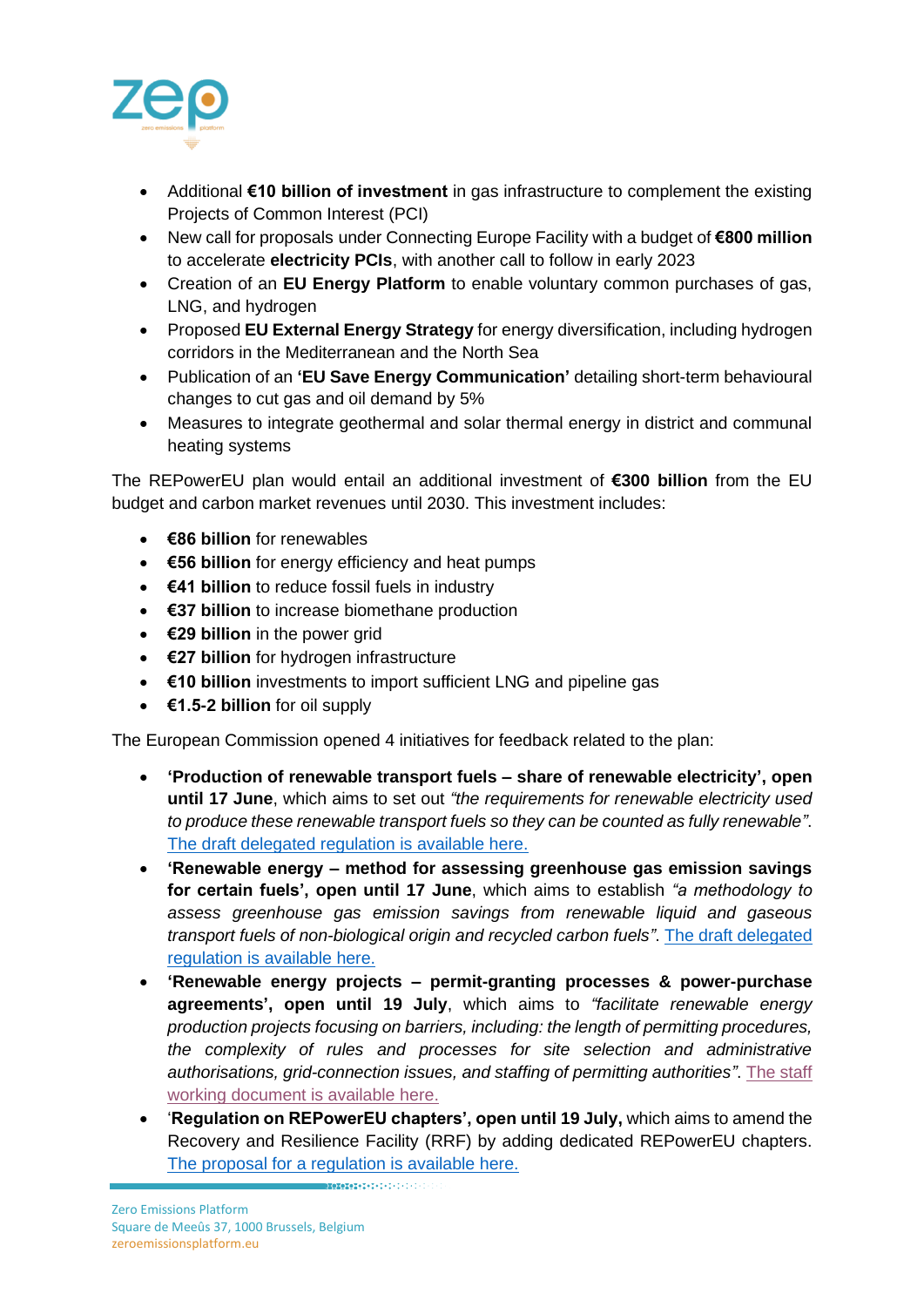- Additional **€10 billion of investment** in gas infrastructure to complement the existing Projects of Common Interest (PCI)
- New call for proposals under Connecting Europe Facility with a budget of **€800 million** to accelerate **electricity PCIs**, with another call to follow in early 2023
- Creation of an **EU Energy Platform** to enable voluntary common purchases of gas, LNG, and hydrogen
- Proposed **EU External Energy Strategy** for energy diversification, including hydrogen corridors in the Mediterranean and the North Sea
- Publication of an **'EU Save Energy Communication'** detailing short-term behavioural changes to cut gas and oil demand by 5%
- Measures to integrate geothermal and solar thermal energy in district and communal heating systems

The REPowerEU plan would entail an additional investment of **€300 billion** from the EU budget and carbon market revenues until 2030. This investment includes:

- **€86 billion** for renewables
- **€56 billion** for energy efficiency and heat pumps
- **€41 billion** to reduce fossil fuels in industry
- **€37 billion** to increase biomethane production
- **€29 billion** in the power grid
- **€27 billion** for hydrogen infrastructure
- **€10 billion** investments to import sufficient LNG and pipeline gas
- **€1.5-2 billion** for oil supply

The European Commission opened 4 initiatives for feedback related to the plan:

- **'Production of renewable transport fuels – share of renewable electricity', open until 17 June**, which aims to set out *"the requirements for renewable electricity used to produce these renewable transport fuels so they can be counted as fully renewable"*. The draft delegated regulation is available here.
- **'Renewable energy – method for assessing greenhouse gas emission savings for certain fuels', open until 17 June**, which aims to establish *"a methodology to assess greenhouse gas emission savings from renewable liquid and gaseous transport fuels of non-biological origin and recycled carbon fuels"*. The draft delegated regulation is available here.
- **'Renewable energy projects – permit-granting processes & power-purchase agreements', open until 19 July**, which aims to *"facilitate renewable energy production projects focusing on barriers, including: the length of permitting procedures, the complexity of rules and processes for site selection and administrative authorisations, grid-connection issues, and staffing of permitting authorities"*. The staff working document is available here.
- '**Regulation on REPowerEU chapters', open until 19 July,** which aims to amend the Recovery and Resilience Facility (RRF) by adding dedicated REPowerEU chapters. The proposal for a regulation is available here.